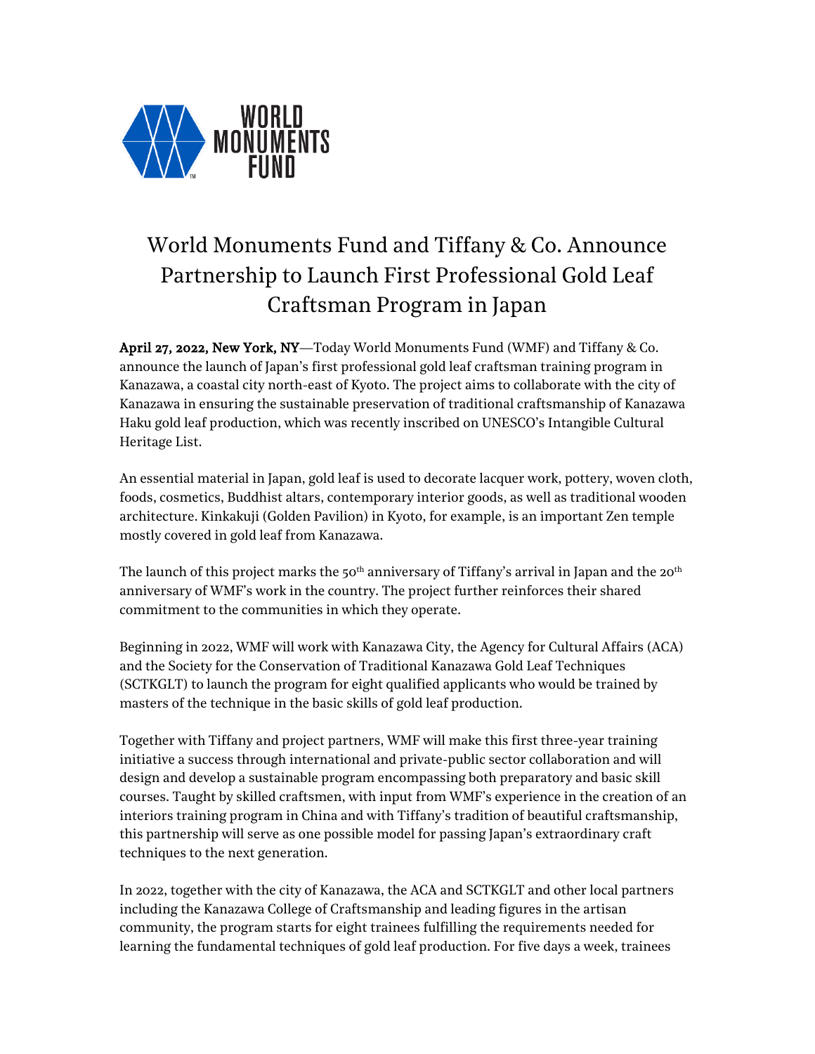WORLD MONUMENTS FUND

# World Monuments Fund and Tiffany & Co. Announce Partnership to Launch First Professional Gold Leaf Craftsman Program in Japan

**April 27, 2022, New York, NY**—Today World Monuments Fund (WMF) and Tiffany & Co. announce the launch of Japan's first professional gold leaf craftsman training program in Kanazawa, a coastal city north-east of Kyoto. The project aims to collaborate with the city of Kanazawa in ensuring the sustainable preservation of traditional craftsmanship of Kanazawa Haku gold leaf production, which was recently inscribed on UNESCO's Intangible Cultural Heritage List.

An essential material in Japan, gold leaf is used to decorate lacquer work, pottery, woven cloth, foods, cosmetics, Buddhist altars, contemporary interior goods, as well as traditional wooden architecture. Kinkakuji (Golden Pavilion) in Kyoto, for example, is an important Zen temple mostly covered in gold leaf from Kanazawa.

The launch of this project marks the 50th anniversary of Tiffany's arrival in Japan and the 20th anniversary of WMF's work in the country. The project further reinforces their shared commitment to the communities in which they operate.

Beginning in 2022, WMF will work with Kanazawa City, the Agency for Cultural Affairs (ACA) and the Society for the Conservation of Traditional Kanazawa Gold Leaf Techniques (SCTKGLT) to launch the program for eight qualified applicants who would be trained by masters of the technique in the basic skills of gold leaf production.

Together with Tiffany and project partners, WMF will make this first three-year training initiative a success through international and private-public sector collaboration and will design and develop a sustainable program encompassing both preparatory and basic skill courses. Taught by skilled craftsmen, with input from WMF's experience in the creation of an interiors training program in China and with Tiffany's tradition of beautiful craftsmanship, this partnership will serve as one possible model for passing Japan's extraordinary craft techniques to the next generation.

In 2022, together with the city of Kanazawa, the ACA and SCTKGLT and other local partners including the Kanazawa College of Craftsmanship and leading figures in the artisan community, the program starts for eight trainees fulfilling the requirements needed for learning the fundamental techniques of gold leaf production. For five days a week, trainees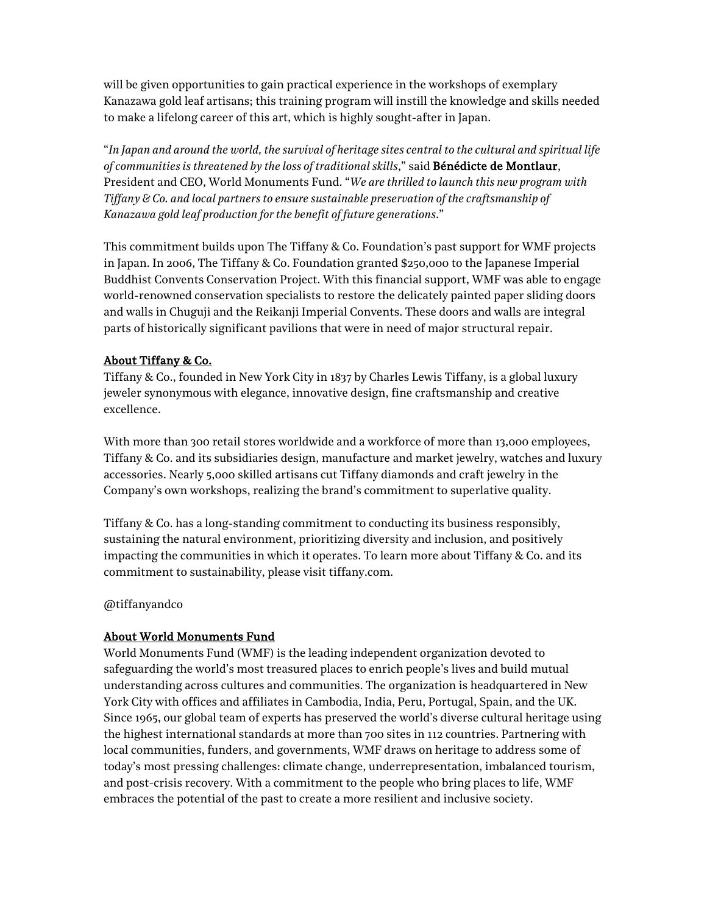will be given opportunities to gain practical experience in the workshops of exemplary Kanazawa gold leaf artisans; this training program will instill the knowledge and skills needed to make a lifelong career of this art, which is highly sought-after in Japan.

"*In Japan and around the world, the survival of heritage sites central to the cultural and spiritual life of communities is threatened by the loss of traditional skills*," said **Bénédicte de Montlaur**, President and CEO, World Monuments Fund. "*We are thrilled to launch this new program with Tiffany & Co. and local partners to ensure sustainable preservation of the craftsmanship of Kanazawa gold leaf production for the benefit of future generations*."

This commitment builds upon The Tiffany & Co. Foundation's past support for WMF projects in Japan. In 2006, The Tiffany & Co. Foundation granted $250,000 to the Japanese Imperial Buddhist Convents Conservation Project. With this financial support, WMF was able to engage world-renowned conservation specialists to restore the delicately painted paper sliding doors and walls in Chuguji and the Reikanji Imperial Convents. These doors and walls are integral parts of historically significant pavilions that were in need of major structural repair.

**About Tiffany & Co.**

Tiffany & Co., founded in New York City in 1837 by Charles Lewis Tiffany, is a global luxury jeweler synonymous with elegance, innovative design, fine craftsmanship and creative excellence.

With more than 300 retail stores worldwide and a workforce of more than 13,000 employees, Tiffany & Co. and its subsidiaries design, manufacture and market jewelry, watches and luxury accessories. Nearly 5,000 skilled artisans cut Tiffany diamonds and craft jewelry in the Company's own workshops, realizing the brand's commitment to superlative quality.

Tiffany & Co. has a long-standing commitment to conducting its business responsibly, sustaining the natural environment, prioritizing diversity and inclusion, and positively impacting the communities in which it operates. To learn more about Tiffany & Co. and its commitment to sustainability, please visit tiffany.com.

@tiffanyandco

**About World Monuments Fund**

World Monuments Fund (WMF) is the leading independent organization devoted to safeguarding the world's most treasured places to enrich people's lives and build mutual understanding across cultures and communities. The organization is headquartered in New York City with offices and affiliates in Cambodia, India, Peru, Portugal, Spain, and the UK. Since 1965, our global team of experts has preserved the world's diverse cultural heritage using the highest international standards at more than 700 sites in 112 countries. Partnering with local communities, funders, and governments, WMF draws on heritage to address some of today's most pressing challenges: climate change, underrepresentation, imbalanced tourism, and post-crisis recovery. With a commitment to the people who bring places to life, WMF embraces the potential of the past to create a more resilient and inclusive society.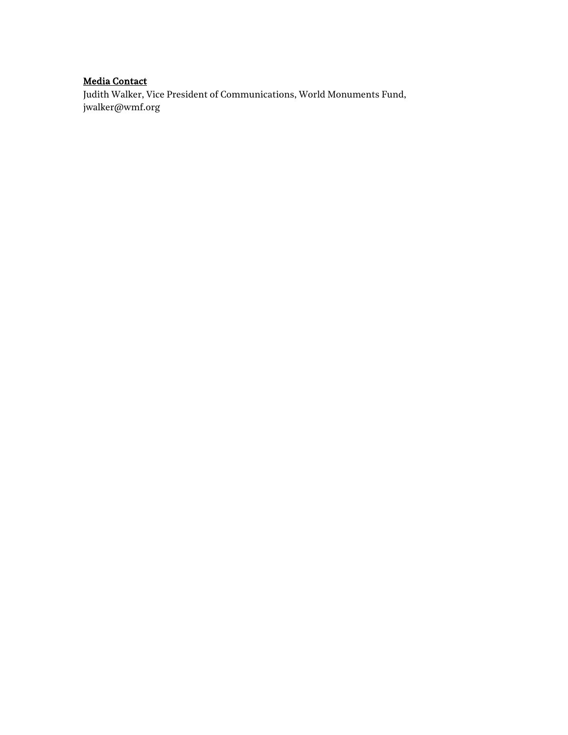<u>**Media Contact**</u>
Judith Walker, Vice President of Communications, World Monuments Fund, jwalker@wmf.org